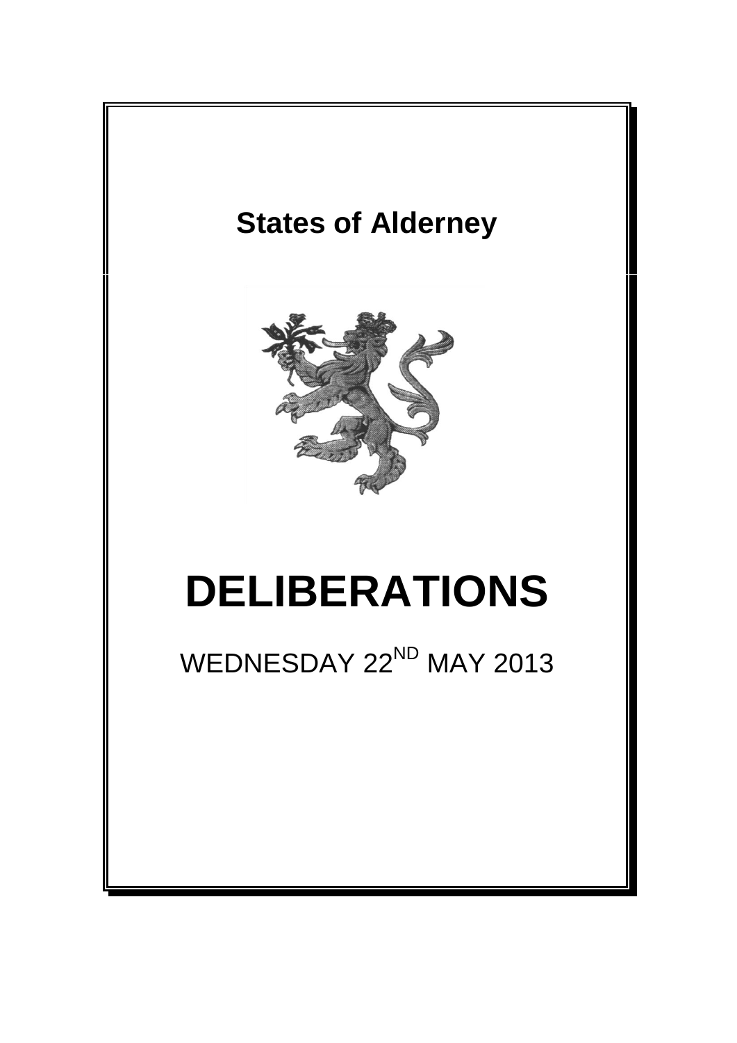# States of Alderney

# DELIBERATIONS

WEDNESDAY 22[ND] MAY 2013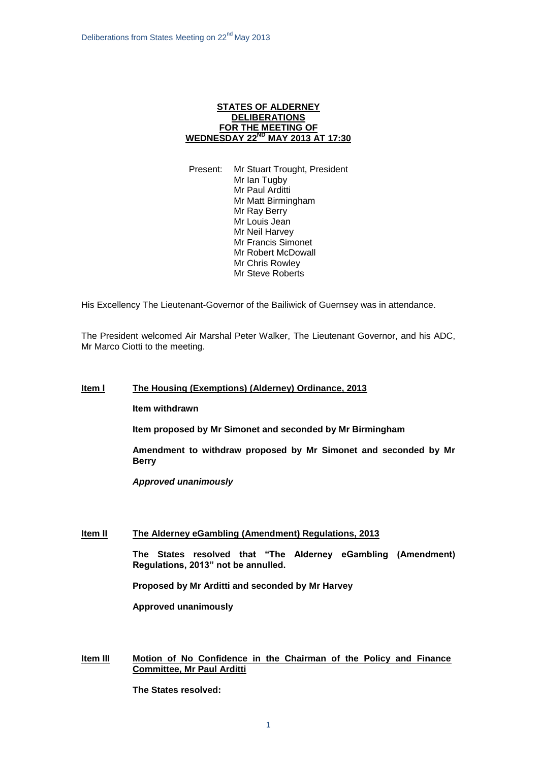**STATES OF ALDERNEY**
**DELIBERATIONS**
**FOR THE MEETING OF**
**WEDNESDAY 22ND MAY 2013 AT 17:30**

Present: Mr Stuart Trought, President
Mr Ian Tugby
Mr Paul Arditti
Mr Matt Birmingham
Mr Ray Berry
Mr Louis Jean
Mr Neil Harvey
Mr Francis Simonet
Mr Robert McDowall
Mr Chris Rowley
Mr Steve Roberts

His Excellency The Lieutenant-Governor of the Bailiwick of Guernsey was in attendance.

The President welcomed Air Marshal Peter Walker, The Lieutenant Governor, and his ADC, Mr Marco Ciotti to the meeting.

**Item I** **The Housing (Exemptions) (Alderney) Ordinance, 2013**

**Item withdrawn**

**Item proposed by Mr Simonet and seconded by Mr Birmingham**

**Amendment to withdraw proposed by Mr Simonet and seconded by Mr Berry**

***Approved unanimously***

**Item II** **The Alderney eGambling (Amendment) Regulations, 2013**

**The States resolved that "The Alderney eGambling (Amendment) Regulations, 2013" not be annulled.**

**Proposed by Mr Arditti and seconded by Mr Harvey**

**Approved unanimously**

**Item III** **Motion of No Confidence in the Chairman of the Policy and Finance Committee, Mr Paul Arditti**

**The States resolved:**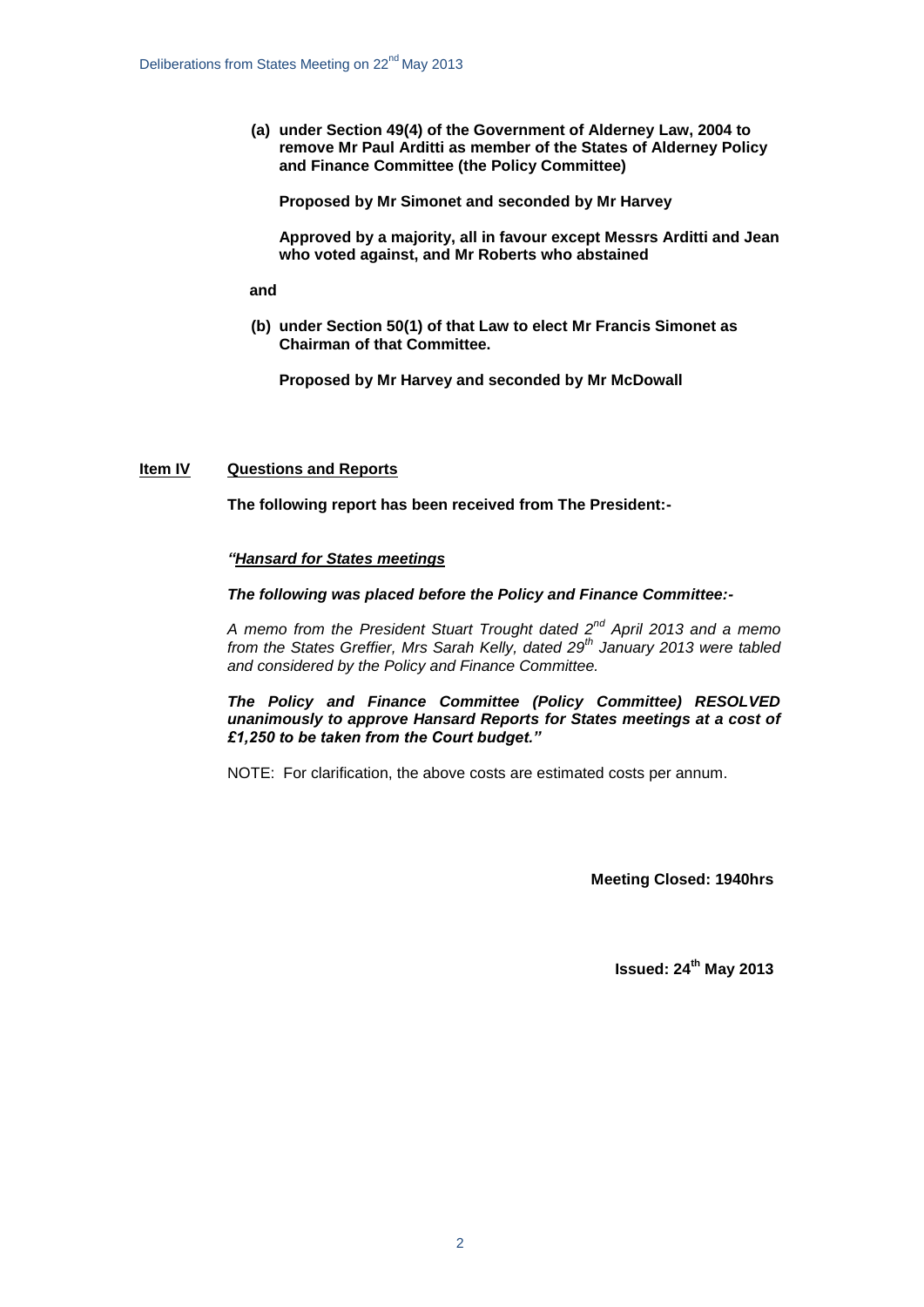**(a) under Section 49(4) of the Government of Alderney Law, 2004 to remove Mr Paul Arditti as member of the States of Alderney Policy and Finance Committee (the Policy Committee)**

**Proposed by Mr Simonet and seconded by Mr Harvey**

**Approved by a majority, all in favour except Messrs Arditti and Jean who voted against, and Mr Roberts who abstained**

**and**

**(b) under Section 50(1) of that Law to elect Mr Francis Simonet as Chairman of that Committee.**

**Proposed by Mr Harvey and seconded by Mr McDowall**

**Item IV Questions and Reports**

**The following report has been received from The President:-**

***"Hansard for States meetings***

***The following was placed before the Policy and Finance Committee:-***

*A memo from the President Stuart Trought dated 2nd April 2013 and a memo from the States Greffier, Mrs Sarah Kelly, dated 29th January 2013 were tabled and considered by the Policy and Finance Committee.*

***The Policy and Finance Committee (Policy Committee) RESOLVED unanimously to approve Hansard Reports for States meetings at a cost of £1,250 to be taken from the Court budget."***

NOTE: For clarification, the above costs are estimated costs per annum.

**Meeting Closed: 1940hrs**

**Issued: 24th May 2013**